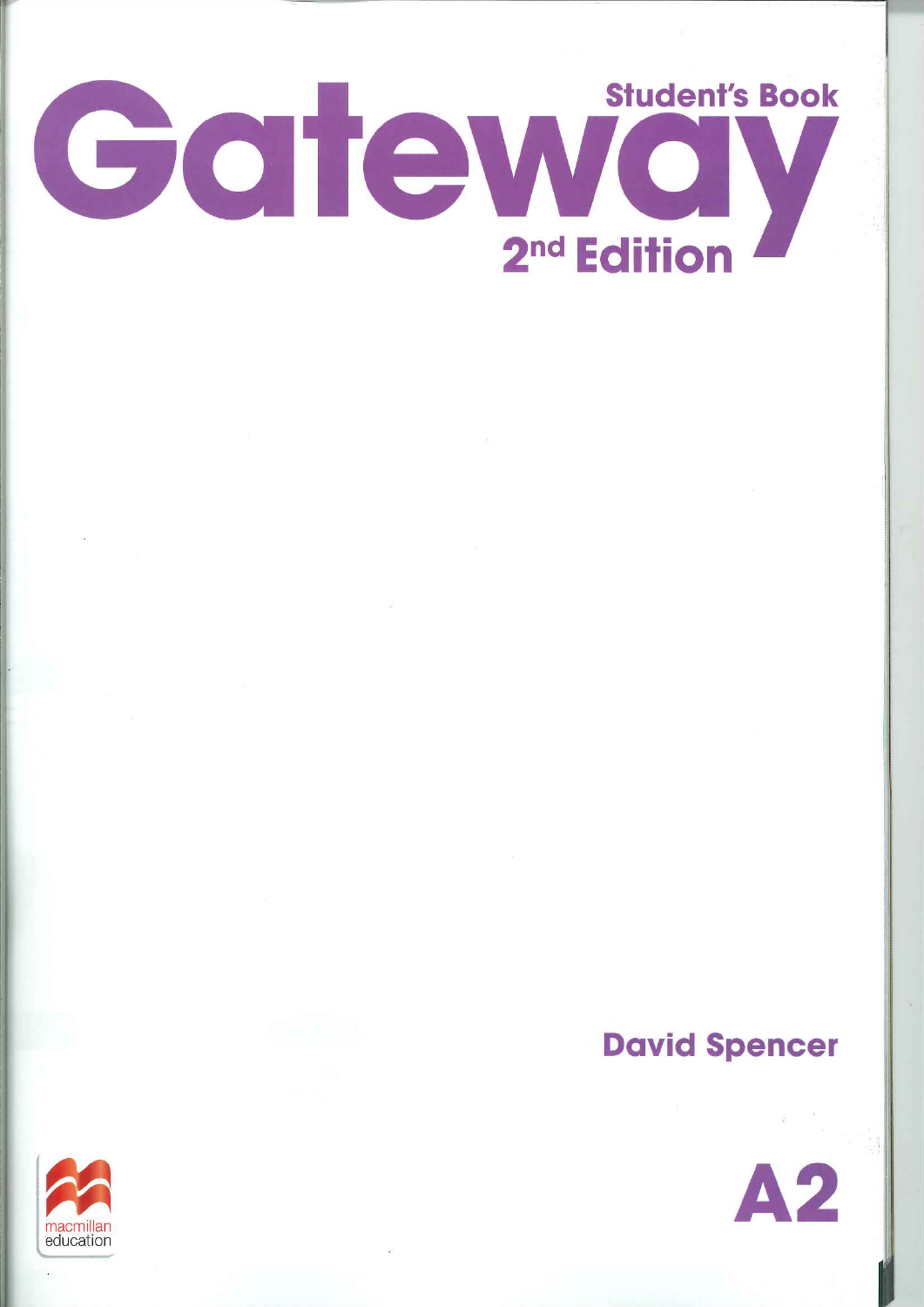# Gateway

Student's Book

2nd Edition

David Spencer

A2

macmillan education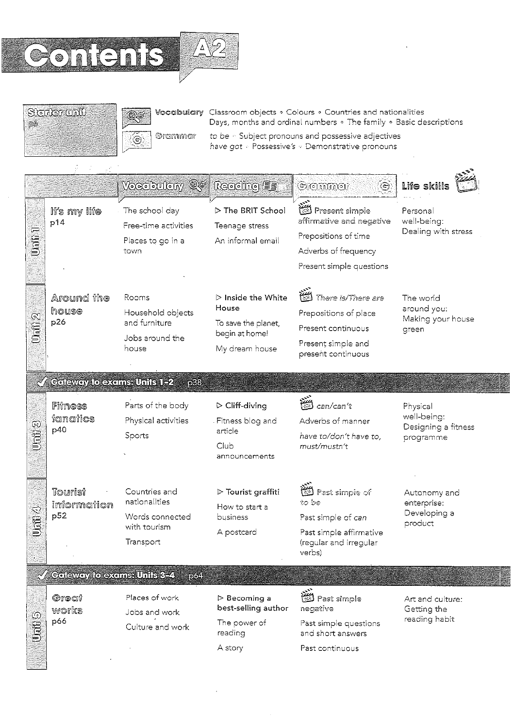# Contents A2

**Starter unit** p6

**Vocabulary** Classroom objects • Colours • Countries and nationalities • Days, months and ordinal numbers • The family • Basic descriptions

**Grammar** *to be* • Subject pronouns and possessive adjectives • *have got* • Possessive *'s* • Demonstrative pronouns

| | | Vocabulary | Reading | Grammar | Life skills |
|---|---|---|---|---|---|
| Unit 1 | It's my life p14 | The school day<br>Free-time activities<br>Places to go in a town | ▷ The BRIT School<br>Teenage stress<br>An informal email | Present simple affirmative and negative<br>Prepositions of time<br>Adverbs of frequency<br>Present simple questions | Personal well-being: Dealing with stress |
| Unit 2 | Around the house p26 | Rooms<br>Household objects and furniture<br>Jobs around the house | ▷ Inside the White House<br>To save the planet, begin at home!<br>My dream house | *There is/There are*<br>Prepositions of place<br>Present continuous<br>Present simple and present continuous | The world around you: Making your house green |
| ✓ Gateway to exams: Units 1–2 p38 | | | | | |
| Unit 3 | Fitness fanatics p40 | Parts of the body<br>Physical activities<br>Sports | ▷ Cliff-diving<br>Fitness blog and article<br>Club announcements | *can/can't*<br>Adverbs of manner<br>*have to/don't have to, must/mustn't* | Physical well-being: Designing a fitness programme |
| Unit 4 | Tourist information p52 | Countries and nationalities<br>Words connected with tourism<br>Transport | ▷ Tourist graffiti<br>How to start a business<br>A postcard | Past simple of *to be*<br>Past simple of *can*<br>Past simple affirmative (regular and irregular verbs) | Autonomy and enterprise: Developing a product |
| ✓ Gateway to exams: Units 3–4 p64 | | | | | |
| Unit 5 | Great works p66 | Places of work<br>Jobs and work<br>Culture and work | ▷ Becoming a best-selling author<br>The power of reading<br>A story | Past simple negative<br>Past simple questions and short answers<br>Past continuous | Art and culture: Getting the reading habit |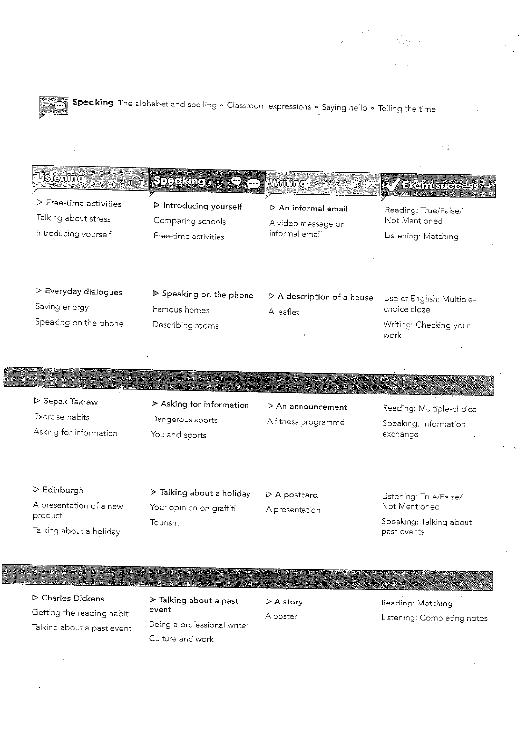**Speaking** The alphabet and spelling ◦ Classroom expressions ◦ Saying hello ◦ Telling the time

| Listening | Speaking | Writing | Exam success |
|---|---|---|---|
| ▷ Free-time activities<br>Talking about stress<br>Introducing yourself | ▷ Introducing yourself<br>Comparing schools<br>Free-time activities | ▷ An informal email<br>A video message or informal email | Reading: True/False/Not Mentioned<br>Listening: Matching |
| ▷ Everyday dialogues<br>Saving energy<br>Speaking on the phone | ▷ Speaking on the phone<br>Famous homes<br>Describing rooms | ▷ A description of a house<br>A leaflet | Use of English: Multiple-choice cloze<br>Writing: Checking your work |
| ▷ Sepak Takraw<br>Exercise habits<br>Asking for information | ▷ Asking for information<br>Dangerous sports<br>You and sports | ▷ An announcement<br>A fitness programme | Reading: Multiple-choice<br>Speaking: Information exchange |
| ▷ Edinburgh<br>A presentation of a new product<br>Talking about a holiday | ▷ Talking about a holiday<br>Your opinion on graffiti<br>Tourism | ▷ A postcard<br>A presentation | Listening: True/False/Not Mentioned<br>Speaking: Talking about past events |
| ▷ Charles Dickens<br>Getting the reading habit<br>Talking about a past event | ▷ Talking about a past event<br>Being a professional writer<br>Culture and work | ▷ A story<br>A poster | Reading: Matching<br>Listening: Completing notes |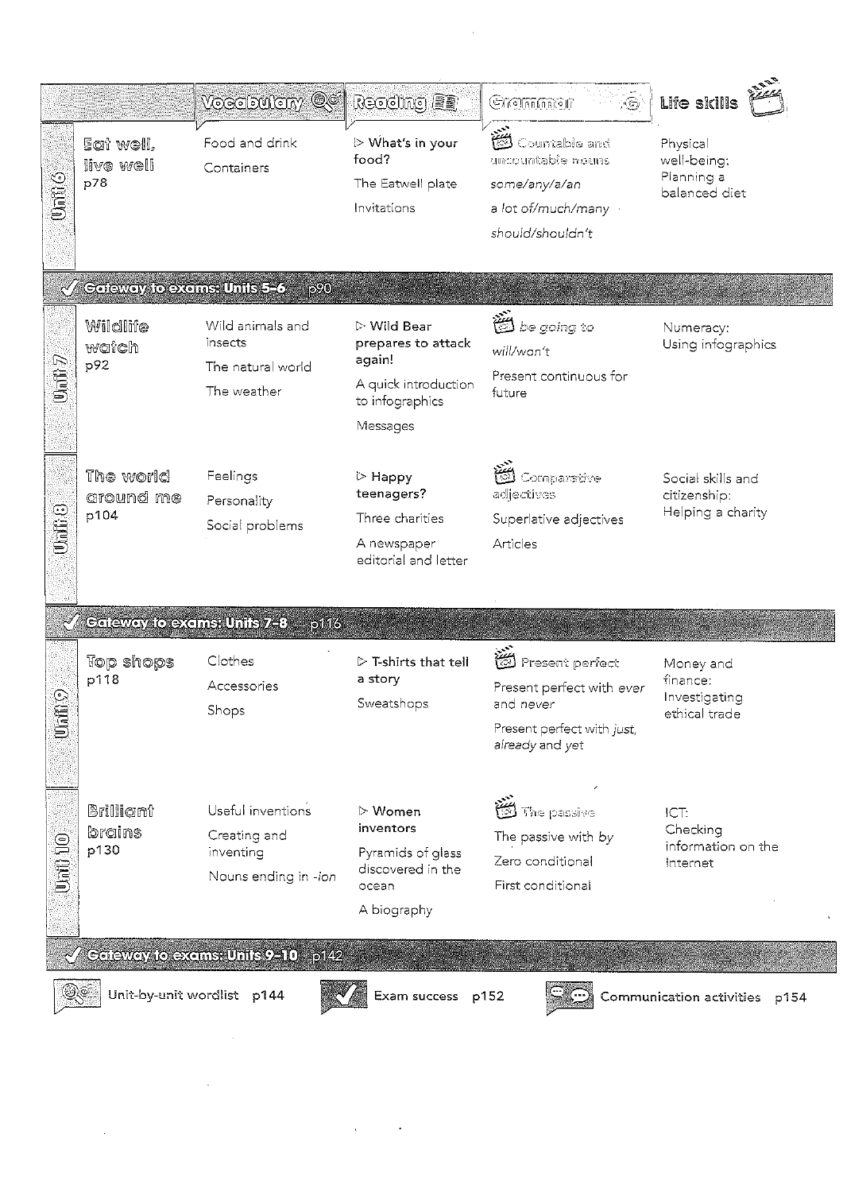| | | Vocabulary | Reading | Grammar | Life skills |
|---|---|---|---|---|---|
| Unit 6 | **Eat well, live well** p78 | Food and drink<br>Containers | ▷ **What's in your food?**<br>The Eatwell plate<br>Invitations | Countable and uncountable nouns<br>*some/any/a/an*<br>*a lot of/much/many*<br>*should/shouldn't* | Physical well-being: Planning a balanced diet |
| ✓ **Gateway to exams: Units 5–6** p90 | | | | | |
| Unit 7 | **Wildlife watch** p92 | Wild animals and insects<br>The natural world<br>The weather | ▷ **Wild Bear prepares to attack again!**<br>A quick introduction to infographics<br>Messages | *be going to*<br>*will/won't*<br>Present continuous for future | Numeracy: Using infographics |
| Unit 8 | **The world around me** p104 | Feelings<br>Personality<br>Social problems | ▷ **Happy teenagers?**<br>Three charities<br>A newspaper editorial and letter | Comparative adjectives<br>Superlative adjectives<br>Articles | Social skills and citizenship: Helping a charity |
| ✓ **Gateway to exams: Units 7–8** p116 | | | | | |
| Unit 9 | **Top shops** p118 | Clothes<br>Accessories<br>Shops | ▷ **T-shirts that tell a story**<br>Sweatshops | Present perfect<br>Present perfect with *ever* and *never*<br>Present perfect with *just, already* and *yet* | Money and finance: Investigating ethical trade |
| Unit 10 | **Brilliant brains** p130 | Useful inventions<br>Creating and inventing<br>Nouns ending in *-ion* | ▷ **Women inventors**<br>Pyramids of glass discovered in the ocean<br>A biography | The passive<br>The passive with *by*<br>Zero conditional<br>First conditional | ICT: Checking information on the Internet |
| ✓ **Gateway to exams: Units 9–10** p142 | | | | | |

Unit-by-unit wordlist p144 | Exam success p152 | Communication activities p154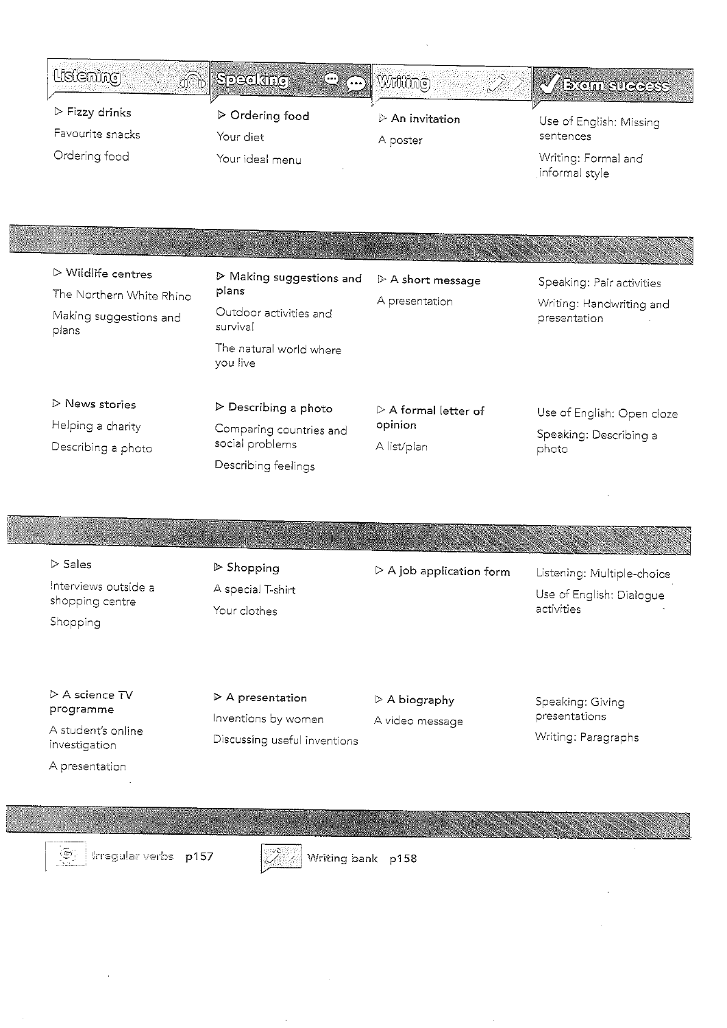| Listening | Speaking | Writing | Exam success |
| --- | --- | --- | --- |
| ▷ Fizzy drinks<br>Favourite snacks<br>Ordering food | ▷ Ordering food<br>Your diet<br>Your ideal menu | ▷ An invitation<br>A poster | Use of English: Missing sentences<br>Writing: Formal and informal style |
| ▷ Wildlife centres<br>The Northern White Rhino<br>Making suggestions and plans | ▷ Making suggestions and plans<br>Outdoor activities and survival<br>The natural world where you live | ▷ A short message<br>A presentation | Speaking: Pair activities<br>Writing: Handwriting and presentation |
| ▷ News stories<br>Helping a charity<br>Describing a photo | ▷ Describing a photo<br>Comparing countries and social problems<br>Describing feelings | ▷ A formal letter of opinion<br>A list/plan | Use of English: Open cloze<br>Speaking: Describing a photo |
| ▷ Sales<br>Interviews outside a shopping centre<br>Shopping | ▷ Shopping<br>A special T-shirt<br>Your clothes | ▷ A job application form | Listening: Multiple-choice<br>Use of English: Dialogue activities |
| ▷ A science TV programme<br>A student's online investigation<br>A presentation | ▷ A presentation<br>Inventions by women<br>Discussing useful inventions | ▷ A biography<br>A video message | Speaking: Giving presentations<br>Writing: Paragraphs |

Irregular verbs p157

Writing bank p158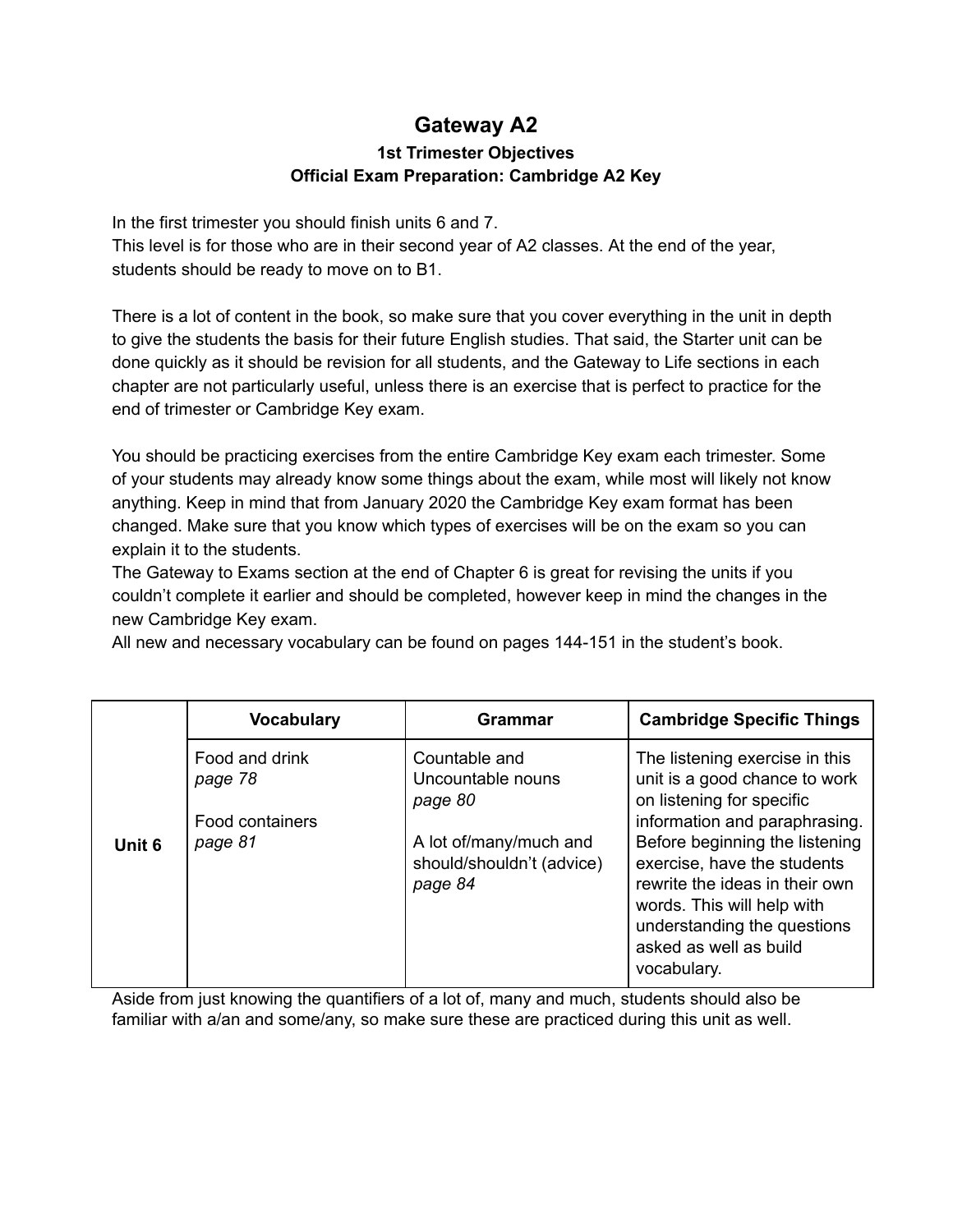# Gateway A2

### 1st Trimester Objectives

### Official Exam Preparation: Cambridge A2 Key

In the first trimester you should finish units 6 and 7.
This level is for those who are in their second year of A2 classes. At the end of the year, students should be ready to move on to B1.

There is a lot of content in the book, so make sure that you cover everything in the unit in depth to give the students the basis for their future English studies. That said, the Starter unit can be done quickly as it should be revision for all students, and the Gateway to Life sections in each chapter are not particularly useful, unless there is an exercise that is perfect to practice for the end of trimester or Cambridge Key exam.

You should be practicing exercises from the entire Cambridge Key exam each trimester. Some of your students may already know some things about the exam, while most will likely not know anything. Keep in mind that from January 2020 the Cambridge Key exam format has been changed. Make sure that you know which types of exercises will be on the exam so you can explain it to the students.
The Gateway to Exams section at the end of Chapter 6 is great for revising the units if you couldn't complete it earlier and should be completed, however keep in mind the changes in the new Cambridge Key exam.
All new and necessary vocabulary can be found on pages 144-151 in the student's book.

| | Vocabulary | Grammar | Cambridge Specific Things |
|---|---|---|---|
| **Unit 6** | Food and drink<br>*page 78*<br><br>Food containers<br>*page 81* | Countable and Uncountable nouns<br>*page 80*<br><br>A lot of/many/much and should/shouldn't (advice)<br>*page 84* | The listening exercise in this unit is a good chance to work on listening for specific information and paraphrasing. Before beginning the listening exercise, have the students rewrite the ideas in their own words. This will help with understanding the questions asked as well as build vocabulary. |

Aside from just knowing the quantifiers of a lot of, many and much, students should also be familiar with a/an and some/any, so make sure these are practiced during this unit as well.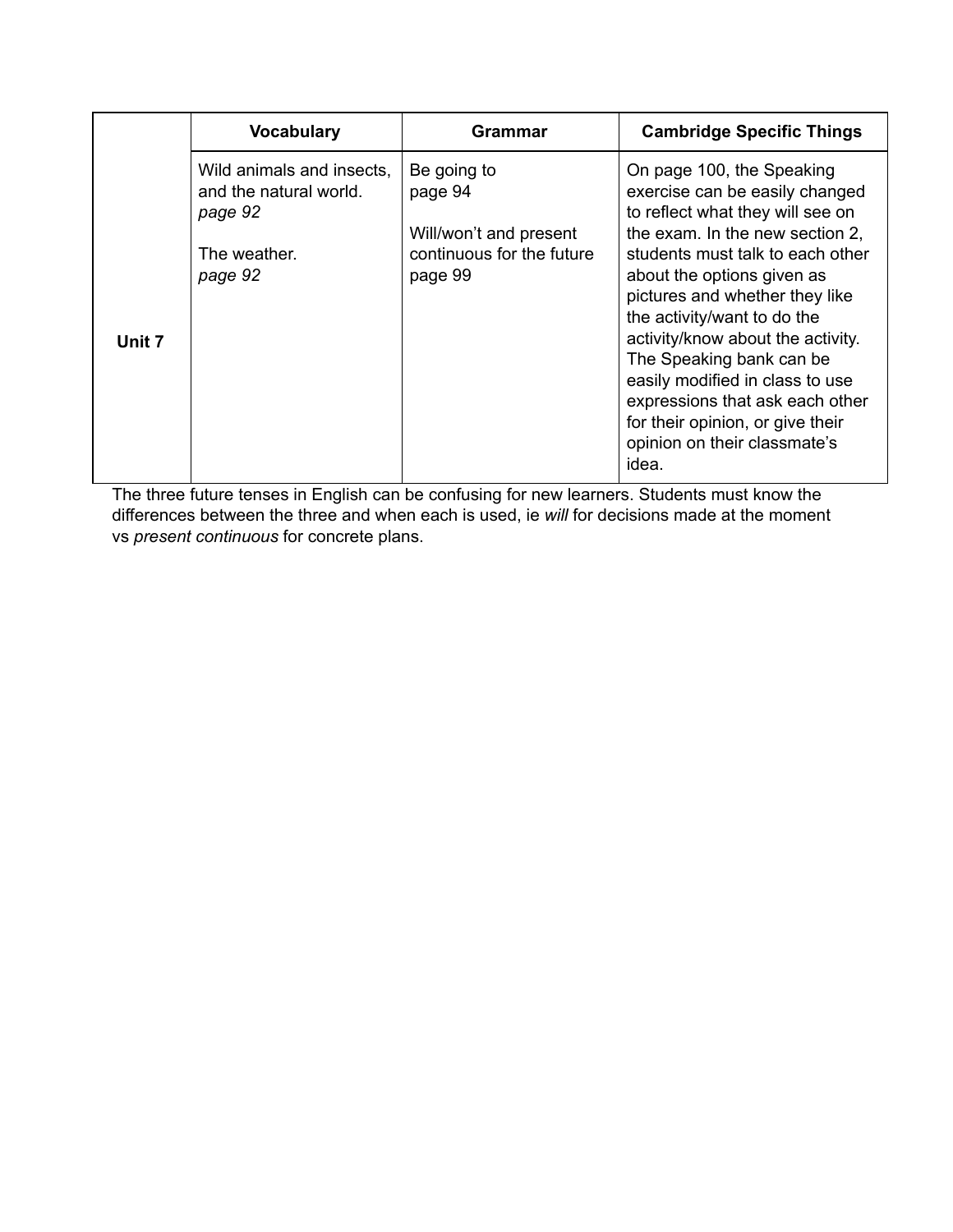| | Vocabulary | Grammar | Cambridge Specific Things |
|---|---|---|---|
| **Unit 7** | Wild animals and insects, and the natural world. *page 92*<br><br>The weather. *page 92* | Be going to page 94<br><br>Will/won't and present continuous for the future page 99 | On page 100, the Speaking exercise can be easily changed to reflect what they will see on the exam. In the new section 2, students must talk to each other about the options given as pictures and whether they like the activity/want to do the activity/know about the activity. The Speaking bank can be easily modified in class to use expressions that ask each other for their opinion, or give their opinion on their classmate's idea. |

The three future tenses in English can be confusing for new learners. Students must know the differences between the three and when each is used, ie *will* for decisions made at the moment vs *present continuous* for concrete plans.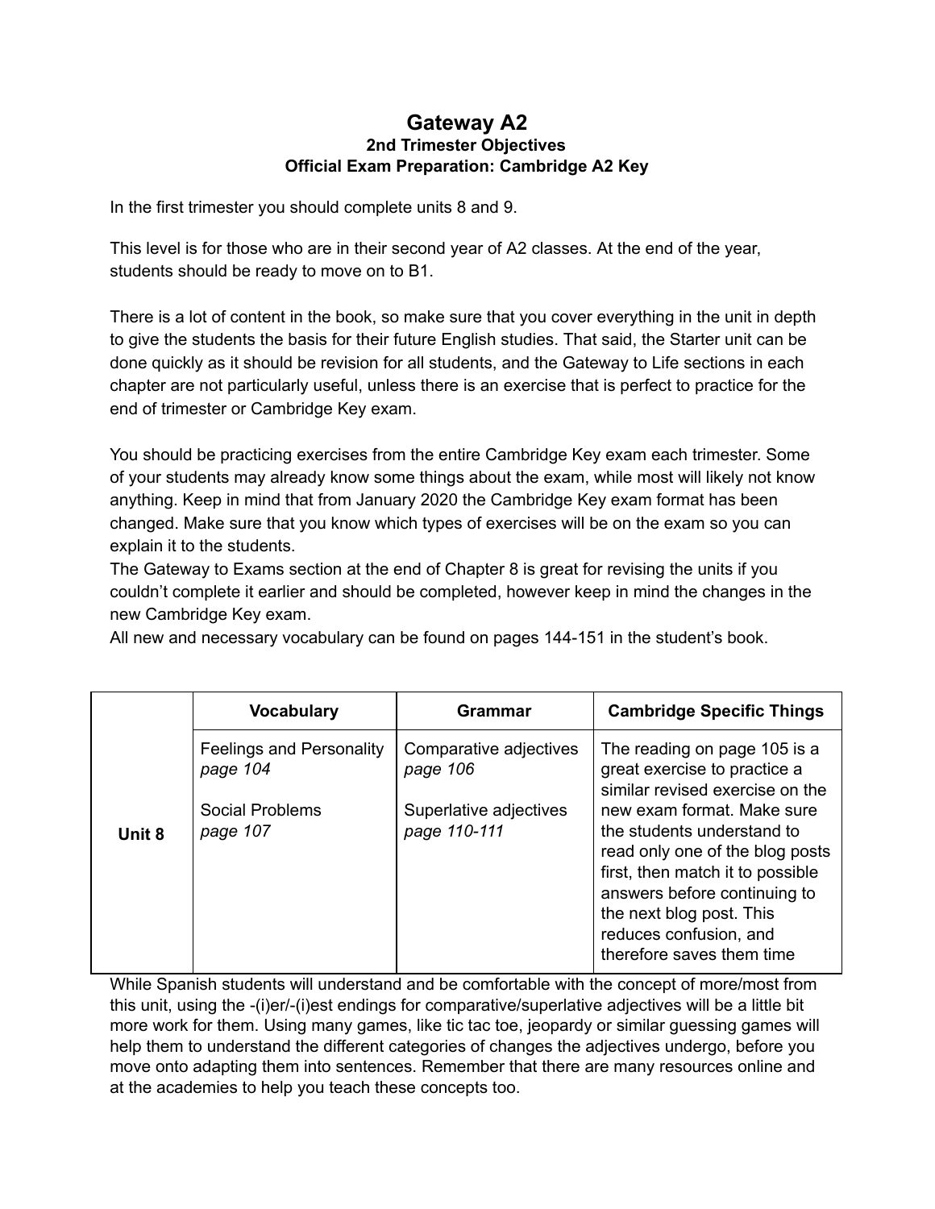# Gateway A2

### 2nd Trimester Objectives

### Official Exam Preparation: Cambridge A2 Key

In the first trimester you should complete units 8 and 9.

This level is for those who are in their second year of A2 classes. At the end of the year, students should be ready to move on to B1.

There is a lot of content in the book, so make sure that you cover everything in the unit in depth to give the students the basis for their future English studies. That said, the Starter unit can be done quickly as it should be revision for all students, and the Gateway to Life sections in each chapter are not particularly useful, unless there is an exercise that is perfect to practice for the end of trimester or Cambridge Key exam.

You should be practicing exercises from the entire Cambridge Key exam each trimester. Some of your students may already know some things about the exam, while most will likely not know anything. Keep in mind that from January 2020 the Cambridge Key exam format has been changed. Make sure that you know which types of exercises will be on the exam so you can explain it to the students.

The Gateway to Exams section at the end of Chapter 8 is great for revising the units if you couldn't complete it earlier and should be completed, however keep in mind the changes in the new Cambridge Key exam.

All new and necessary vocabulary can be found on pages 144-151 in the student's book.

| | Vocabulary | Grammar | Cambridge Specific Things |
|---|---|---|---|
| **Unit 8** | Feelings and Personality *page 104*<br><br>Social Problems *page 107* | Comparative adjectives *page 106*<br><br>Superlative adjectives *page 110-111* | The reading on page 105 is a great exercise to practice a similar revised exercise on the new exam format. Make sure the students understand to read only one of the blog posts first, then match it to possible answers before continuing to the next blog post. This reduces confusion, and therefore saves them time |

While Spanish students will understand and be comfortable with the concept of more/most from this unit, using the -(i)er/-(i)est endings for comparative/superlative adjectives will be a little bit more work for them. Using many games, like tic tac toe, jeopardy or similar guessing games will help them to understand the different categories of changes the adjectives undergo, before you move onto adapting them into sentences. Remember that there are many resources online and at the academies to help you teach these concepts too.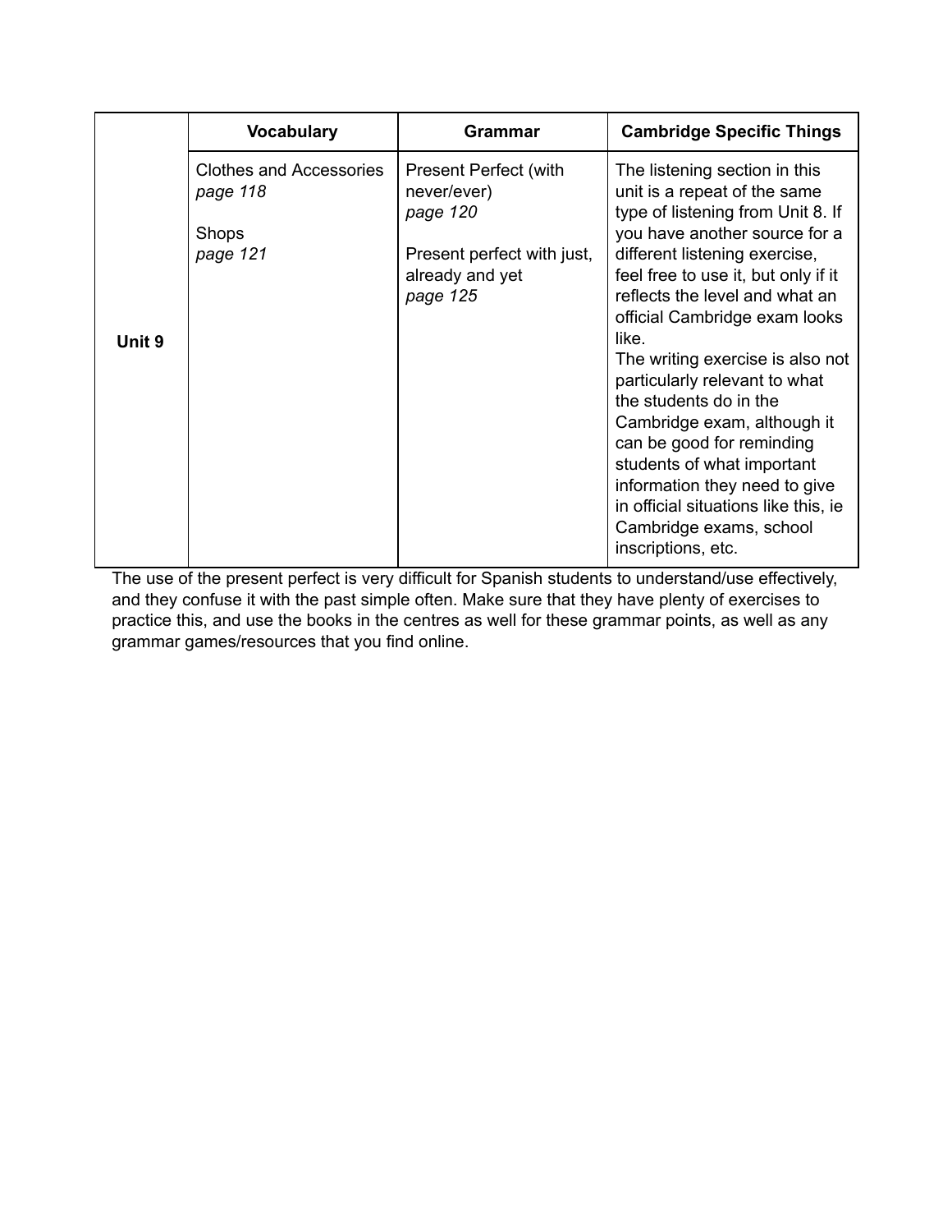| | Vocabulary | Grammar | Cambridge Specific Things |
|---|---|---|---|
| **Unit 9** | Clothes and Accessories<br>*page 118*<br><br>Shops<br>*page 121* | Present Perfect (with never/ever)<br>*page 120*<br><br>Present perfect with just, already and yet<br>*page 125* | The listening section in this unit is a repeat of the same type of listening from Unit 8. If you have another source for a different listening exercise, feel free to use it, but only if it reflects the level and what an official Cambridge exam looks like.<br>The writing exercise is also not particularly relevant to what the students do in the Cambridge exam, although it can be good for reminding students of what important information they need to give in official situations like this, ie Cambridge exams, school inscriptions, etc. |

The use of the present perfect is very difficult for Spanish students to understand/use effectively, and they confuse it with the past simple often. Make sure that they have plenty of exercises to practice this, and use the books in the centres as well for these grammar points, as well as any grammar games/resources that you find online.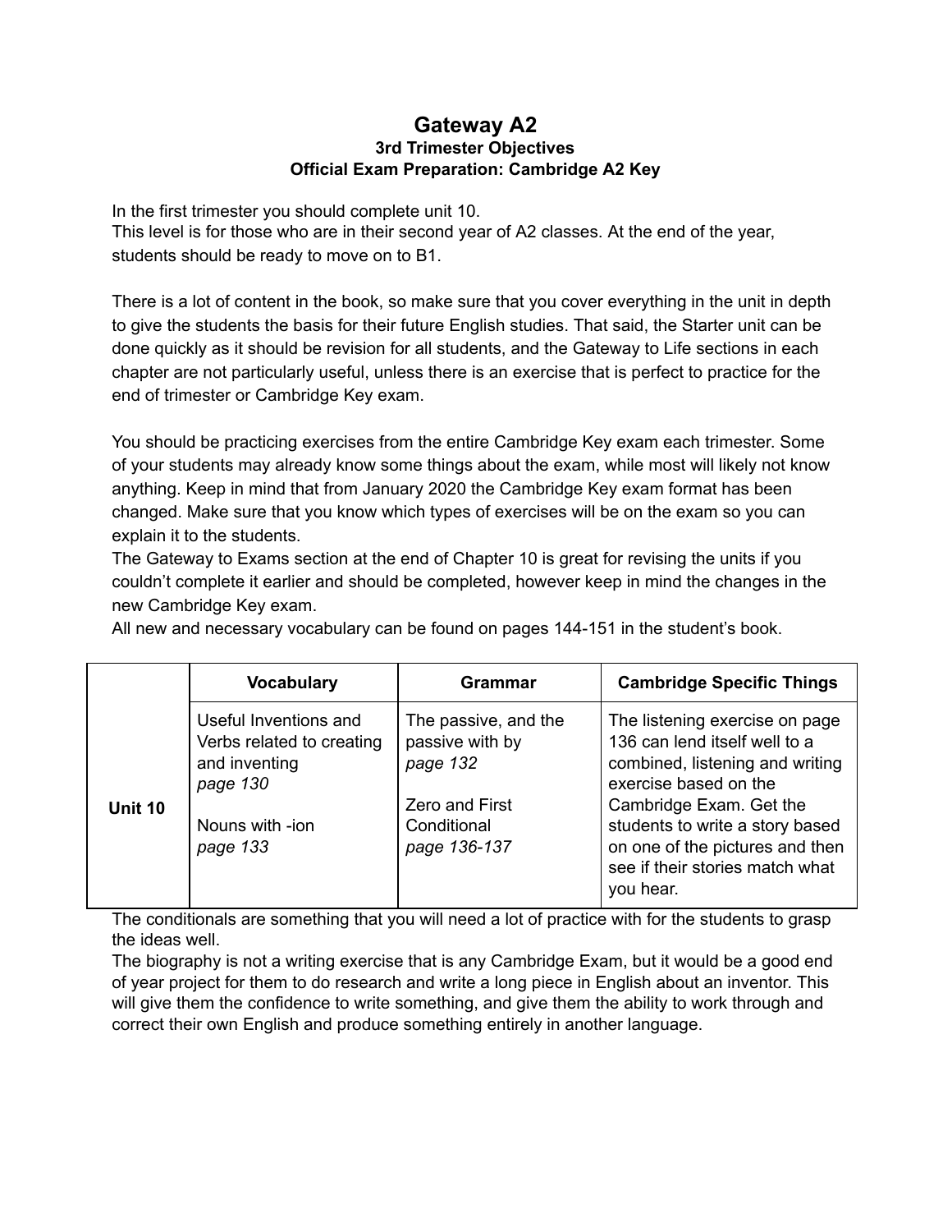# Gateway A2

### 3rd Trimester Objectives

### Official Exam Preparation: Cambridge A2 Key

In the first trimester you should complete unit 10.
This level is for those who are in their second year of A2 classes. At the end of the year, students should be ready to move on to B1.

There is a lot of content in the book, so make sure that you cover everything in the unit in depth to give the students the basis for their future English studies. That said, the Starter unit can be done quickly as it should be revision for all students, and the Gateway to Life sections in each chapter are not particularly useful, unless there is an exercise that is perfect to practice for the end of trimester or Cambridge Key exam.

You should be practicing exercises from the entire Cambridge Key exam each trimester. Some of your students may already know some things about the exam, while most will likely not know anything. Keep in mind that from January 2020 the Cambridge Key exam format has been changed. Make sure that you know which types of exercises will be on the exam so you can explain it to the students.
The Gateway to Exams section at the end of Chapter 10 is great for revising the units if you couldn't complete it earlier and should be completed, however keep in mind the changes in the new Cambridge Key exam.
All new and necessary vocabulary can be found on pages 144-151 in the student's book.

| | **Vocabulary** | **Grammar** | **Cambridge Specific Things** |
|---|---|---|---|
| **Unit 10** | Useful Inventions and Verbs related to creating and inventing *page 130*<br><br>Nouns with -ion *page 133* | The passive, and the passive with by *page 132*<br><br>Zero and First Conditional *page 136-137* | The listening exercise on page 136 can lend itself well to a combined, listening and writing exercise based on the Cambridge Exam. Get the students to write a story based on one of the pictures and then see if their stories match what you hear. |

The conditionals are something that you will need a lot of practice with for the students to grasp the ideas well.
The biography is not a writing exercise that is any Cambridge Exam, but it would be a good end of year project for them to do research and write a long piece in English about an inventor. This will give them the confidence to write something, and give them the ability to work through and correct their own English and produce something entirely in another language.